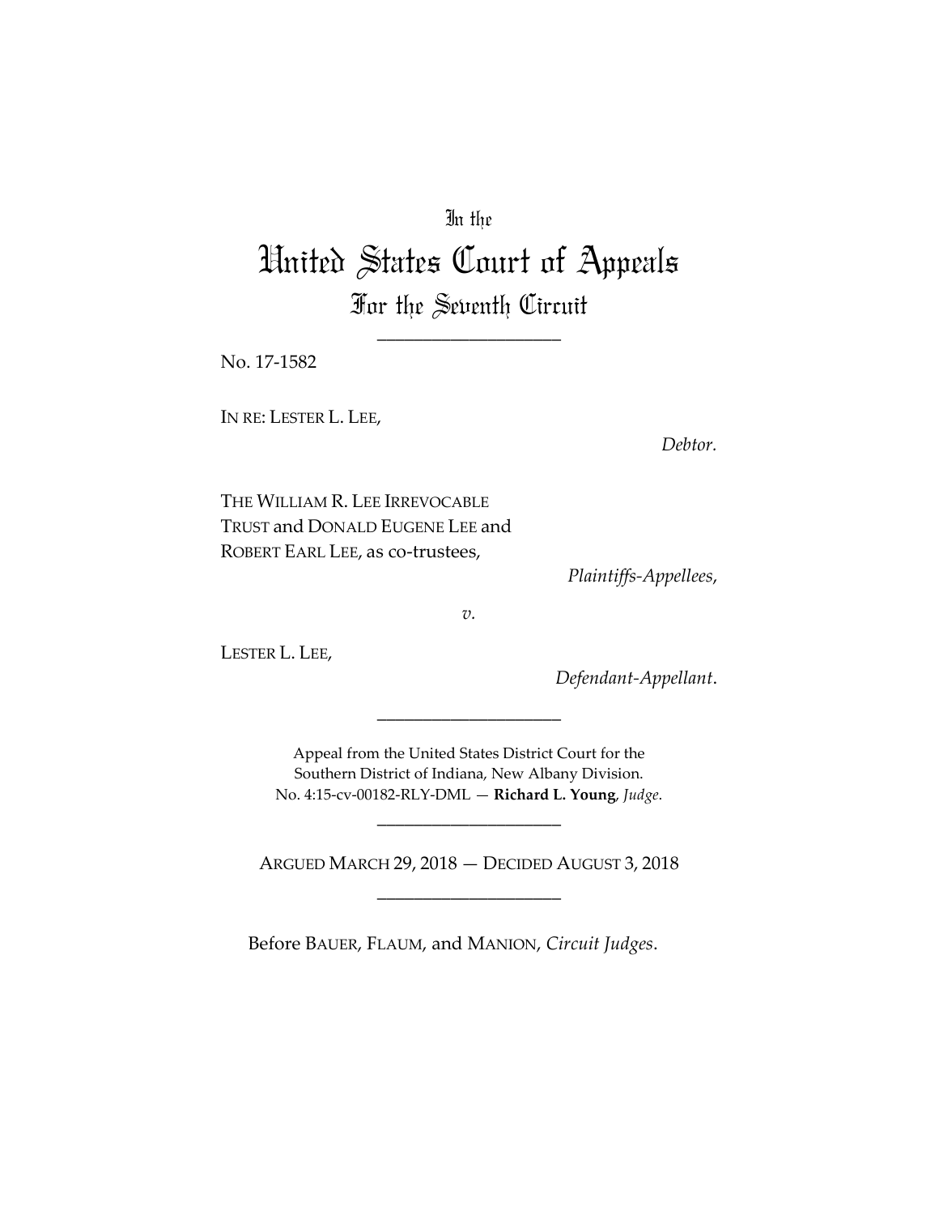In the

# United States Court of Appeals

For the Seventh Circuit

\_\_\_\_\_\_\_\_\_\_\_\_\_\_\_\_\_\_\_\_

No. 17-1582

IN RE: LESTER L. LEE,

*Debtor.*

THE WILLIAM R. LEE IRREVOCABLE TRUST and DONALD EUGENE LEE and ROBERT EARL LEE, as co-trustees,

*Plaintiffs-Appellees*,

*v.*

LESTER L. LEE,

*Defendant-Appellant*.

\_\_\_\_\_\_\_\_\_\_\_\_\_\_\_\_\_\_\_\_

Appeal from the United States District Court for the Southern District of Indiana, New Albany Division.
No. 4:15-cv-00182-RLY-DML — **Richard L. Young**, *Judge*.

\_\_\_\_\_\_\_\_\_\_\_\_\_\_\_\_\_\_\_\_

ARGUED MARCH 29, 2018 — DECIDED AUGUST 3, 2018

\_\_\_\_\_\_\_\_\_\_\_\_\_\_\_\_\_\_\_\_

Before BAUER, FLAUM, and MANION, *Circuit Judges*.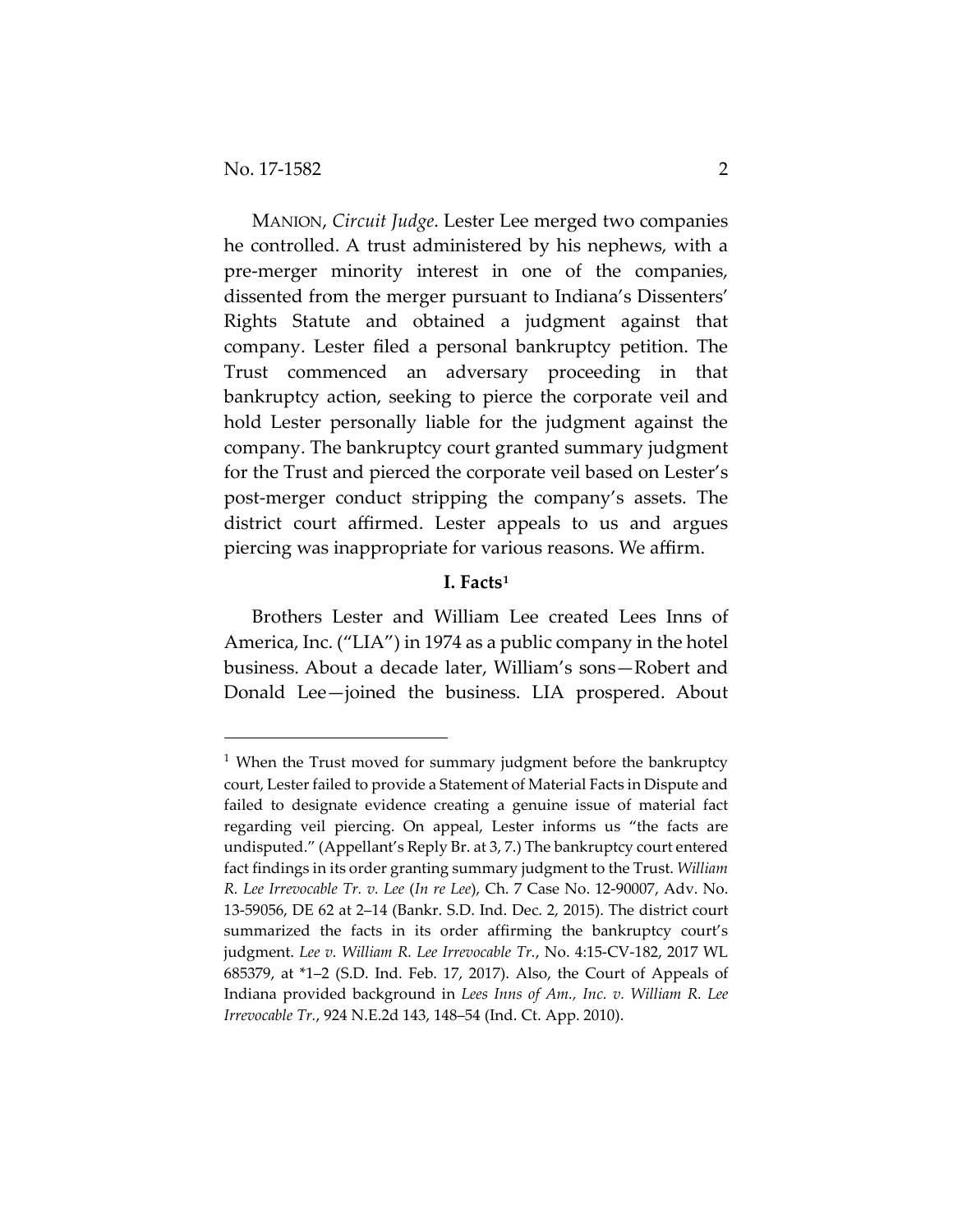MANION, *Circuit Judge*. Lester Lee merged two companies he controlled. A trust administered by his nephews, with a pre-merger minority interest in one of the companies, dissented from the merger pursuant to Indiana's Dissenters' Rights Statute and obtained a judgment against that company. Lester filed a personal bankruptcy petition. The Trust commenced an adversary proceeding in that bankruptcy action, seeking to pierce the corporate veil and hold Lester personally liable for the judgment against the company. The bankruptcy court granted summary judgment for the Trust and pierced the corporate veil based on Lester's post-merger conduct stripping the company's assets. The district court affirmed. Lester appeals to us and argues piercing was inappropriate for various reasons. We affirm.

## I. Facts[1]

Brothers Lester and William Lee created Lees Inns of America, Inc. ("LIA") in 1974 as a public company in the hotel business. About a decade later, William's sons—Robert and Donald Lee—joined the business. LIA prospered. About

---

[1] When the Trust moved for summary judgment before the bankruptcy court, Lester failed to provide a Statement of Material Facts in Dispute and failed to designate evidence creating a genuine issue of material fact regarding veil piercing. On appeal, Lester informs us "the facts are undisputed." (Appellant's Reply Br. at 3, 7.) The bankruptcy court entered fact findings in its order granting summary judgment to the Trust. *William R. Lee Irrevocable Tr. v. Lee* (*In re Lee*), Ch. 7 Case No. 12-90007, Adv. No. 13-59056, DE 62 at 2–14 (Bankr. S.D. Ind. Dec. 2, 2015). The district court summarized the facts in its order affirming the bankruptcy court's judgment. *Lee v. William R. Lee Irrevocable Tr.*, No. 4:15-CV-182, 2017 WL 685379, at *1–2 (S.D. Ind. Feb. 17, 2017). Also, the Court of Appeals of Indiana provided background in *Lees Inns of Am., Inc. v. William R. Lee Irrevocable Tr.*, 924 N.E.2d 143, 148–54 (Ind. Ct. App. 2010).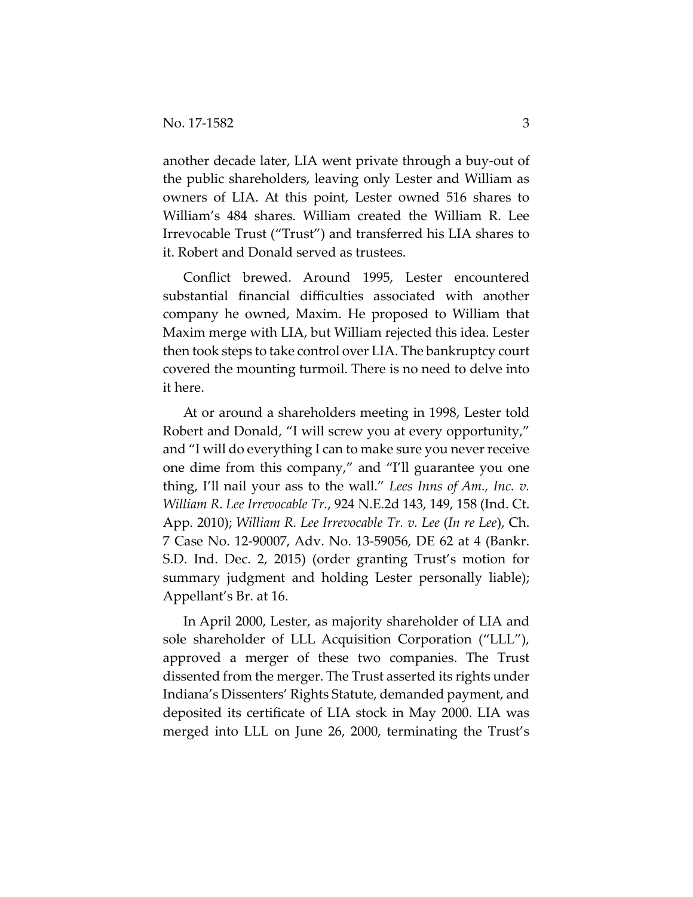another decade later, LIA went private through a buy-out of the public shareholders, leaving only Lester and William as owners of LIA. At this point, Lester owned 516 shares to William's 484 shares. William created the William R. Lee Irrevocable Trust ("Trust") and transferred his LIA shares to it. Robert and Donald served as trustees.

Conflict brewed. Around 1995, Lester encountered substantial financial difficulties associated with another company he owned, Maxim. He proposed to William that Maxim merge with LIA, but William rejected this idea. Lester then took steps to take control over LIA. The bankruptcy court covered the mounting turmoil. There is no need to delve into it here.

At or around a shareholders meeting in 1998, Lester told Robert and Donald, "I will screw you at every opportunity," and "I will do everything I can to make sure you never receive one dime from this company," and "I'll guarantee you one thing, I'll nail your ass to the wall." *Lees Inns of Am., Inc. v. William R. Lee Irrevocable Tr.*, 924 N.E.2d 143, 149, 158 (Ind. Ct. App. 2010); *William R. Lee Irrevocable Tr. v. Lee* (*In re Lee*), Ch. 7 Case No. 12-90007, Adv. No. 13-59056, DE 62 at 4 (Bankr. S.D. Ind. Dec. 2, 2015) (order granting Trust's motion for summary judgment and holding Lester personally liable); Appellant's Br. at 16.

In April 2000, Lester, as majority shareholder of LIA and sole shareholder of LLL Acquisition Corporation ("LLL"), approved a merger of these two companies. The Trust dissented from the merger. The Trust asserted its rights under Indiana's Dissenters' Rights Statute, demanded payment, and deposited its certificate of LIA stock in May 2000. LIA was merged into LLL on June 26, 2000, terminating the Trust's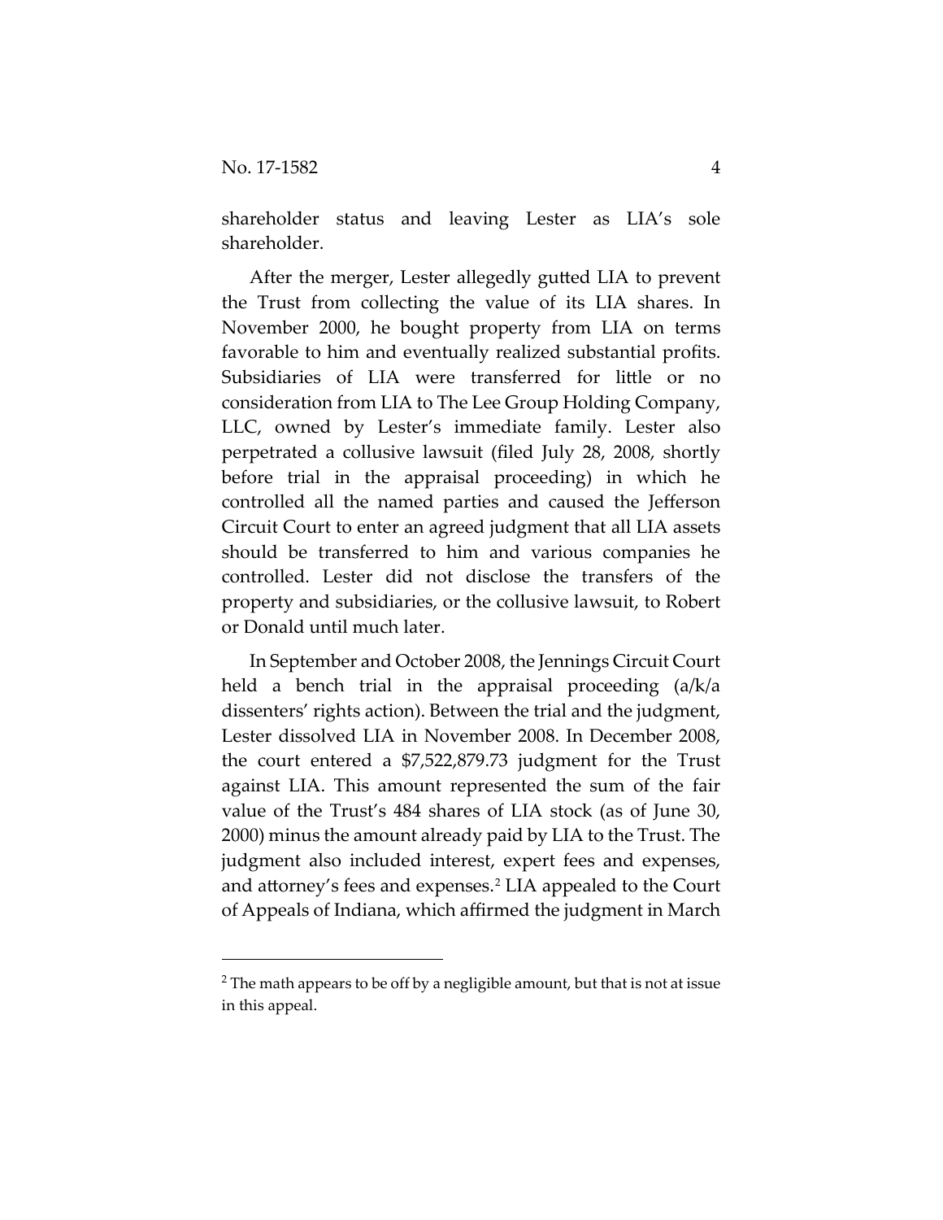shareholder status and leaving Lester as LIA's sole shareholder.

After the merger, Lester allegedly gutted LIA to prevent the Trust from collecting the value of its LIA shares. In November 2000, he bought property from LIA on terms favorable to him and eventually realized substantial profits. Subsidiaries of LIA were transferred for little or no consideration from LIA to The Lee Group Holding Company, LLC, owned by Lester's immediate family. Lester also perpetrated a collusive lawsuit (filed July 28, 2008, shortly before trial in the appraisal proceeding) in which he controlled all the named parties and caused the Jefferson Circuit Court to enter an agreed judgment that all LIA assets should be transferred to him and various companies he controlled. Lester did not disclose the transfers of the property and subsidiaries, or the collusive lawsuit, to Robert or Donald until much later.

In September and October 2008, the Jennings Circuit Court held a bench trial in the appraisal proceeding (a/k/a dissenters' rights action). Between the trial and the judgment, Lester dissolved LIA in November 2008. In December 2008, the court entered a $7,522,879.73 judgment for the Trust against LIA. This amount represented the sum of the fair value of the Trust's 484 shares of LIA stock (as of June 30, 2000) minus the amount already paid by LIA to the Trust. The judgment also included interest, expert fees and expenses, and attorney's fees and expenses.[2] LIA appealed to the Court of Appeals of Indiana, which affirmed the judgment in March

[2] The math appears to be off by a negligible amount, but that is not at issue in this appeal.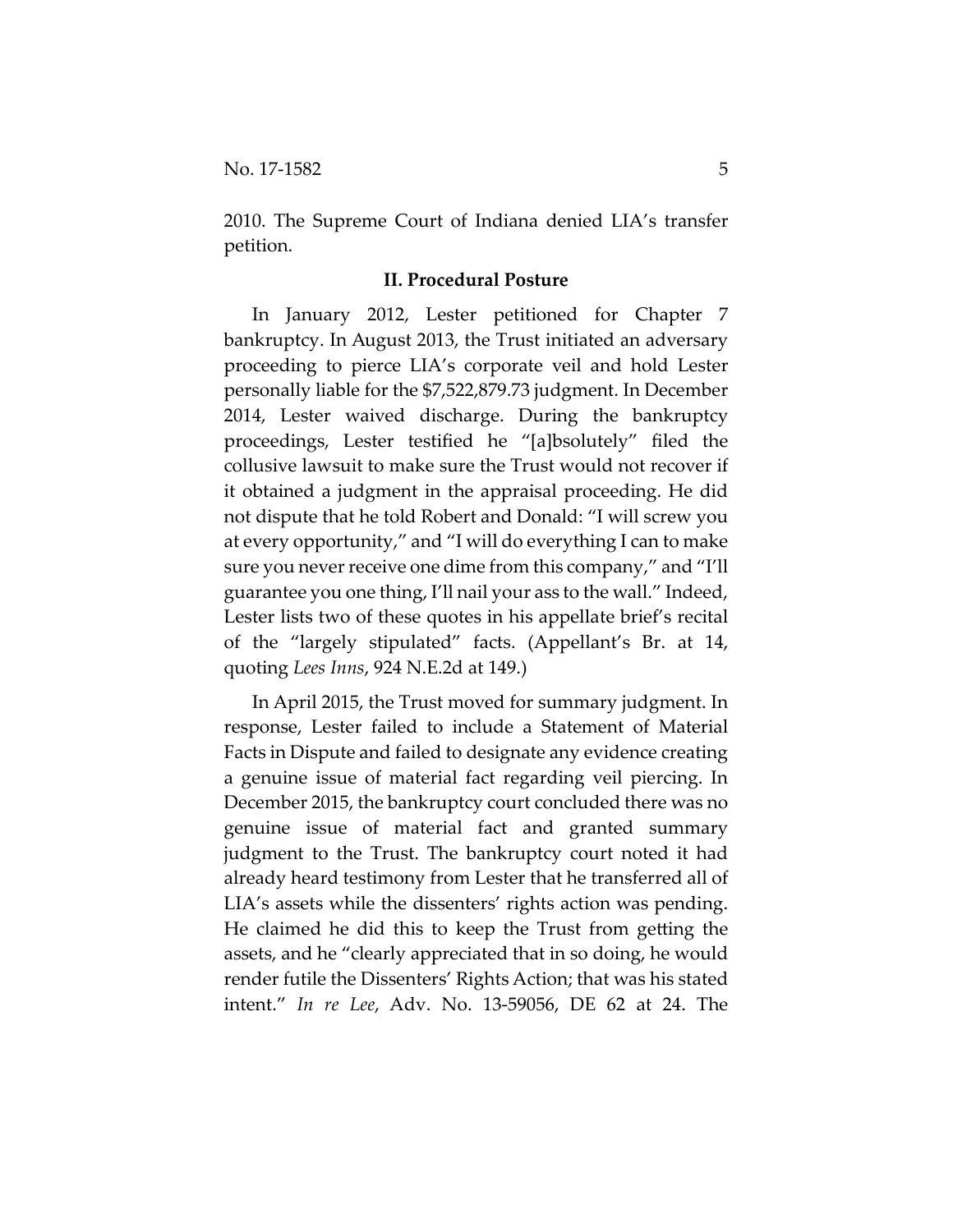2010. The Supreme Court of Indiana denied LIA's transfer petition.

## II. Procedural Posture

In January 2012, Lester petitioned for Chapter 7 bankruptcy. In August 2013, the Trust initiated an adversary proceeding to pierce LIA's corporate veil and hold Lester personally liable for the $7,522,879.73 judgment. In December 2014, Lester waived discharge. During the bankruptcy proceedings, Lester testified he "[a]bsolutely" filed the collusive lawsuit to make sure the Trust would not recover if it obtained a judgment in the appraisal proceeding. He did not dispute that he told Robert and Donald: "I will screw you at every opportunity," and "I will do everything I can to make sure you never receive one dime from this company," and "I'll guarantee you one thing, I'll nail your ass to the wall." Indeed, Lester lists two of these quotes in his appellate brief's recital of the "largely stipulated" facts. (Appellant's Br. at 14, quoting *Lees Inns*, 924 N.E.2d at 149.)

In April 2015, the Trust moved for summary judgment. In response, Lester failed to include a Statement of Material Facts in Dispute and failed to designate any evidence creating a genuine issue of material fact regarding veil piercing. In December 2015, the bankruptcy court concluded there was no genuine issue of material fact and granted summary judgment to the Trust. The bankruptcy court noted it had already heard testimony from Lester that he transferred all of LIA's assets while the dissenters' rights action was pending. He claimed he did this to keep the Trust from getting the assets, and he "clearly appreciated that in so doing, he would render futile the Dissenters' Rights Action; that was his stated intent." *In re Lee*, Adv. No. 13-59056, DE 62 at 24. The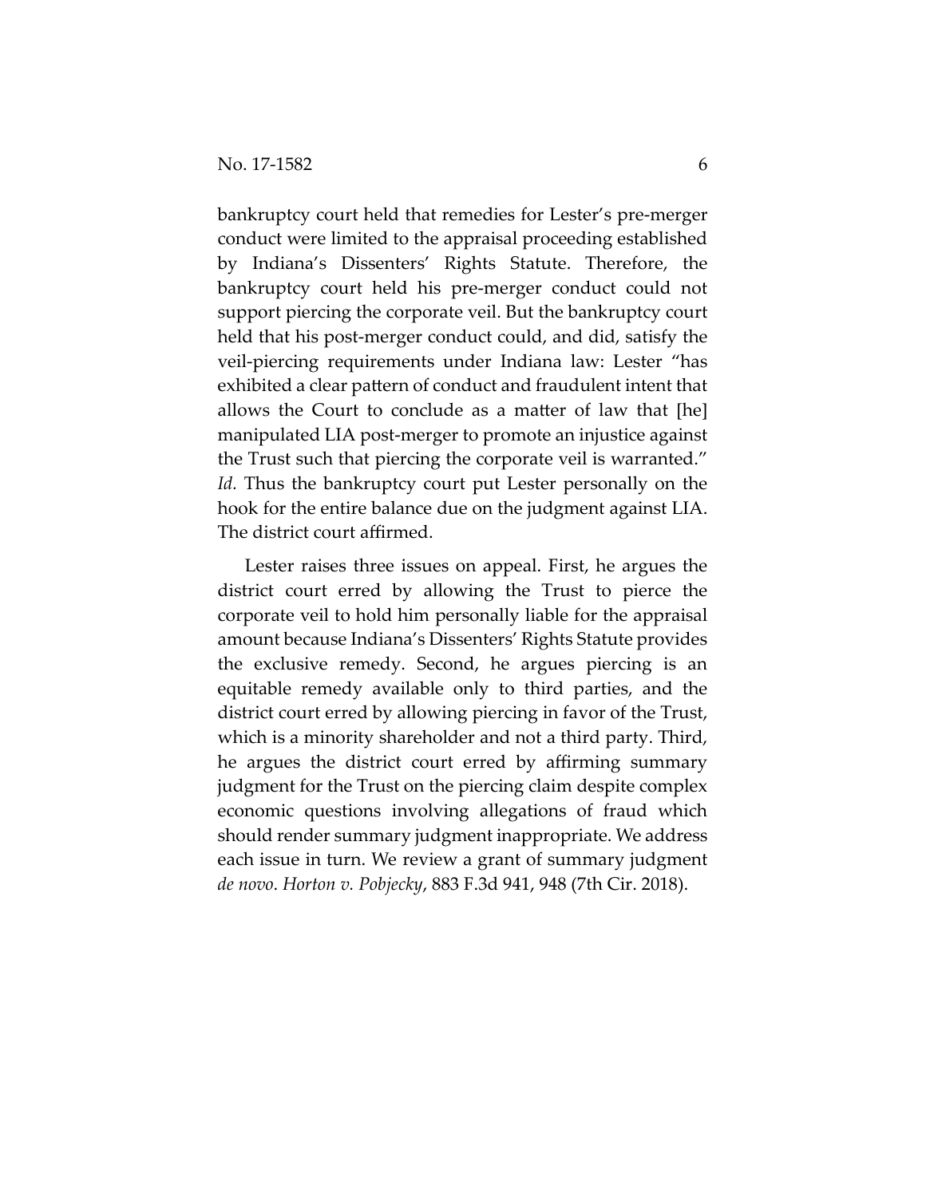bankruptcy court held that remedies for Lester's pre-merger conduct were limited to the appraisal proceeding established by Indiana's Dissenters' Rights Statute. Therefore, the bankruptcy court held his pre-merger conduct could not support piercing the corporate veil. But the bankruptcy court held that his post-merger conduct could, and did, satisfy the veil-piercing requirements under Indiana law: Lester "has exhibited a clear pattern of conduct and fraudulent intent that allows the Court to conclude as a matter of law that [he] manipulated LIA post-merger to promote an injustice against the Trust such that piercing the corporate veil is warranted." *Id.* Thus the bankruptcy court put Lester personally on the hook for the entire balance due on the judgment against LIA. The district court affirmed.

Lester raises three issues on appeal. First, he argues the district court erred by allowing the Trust to pierce the corporate veil to hold him personally liable for the appraisal amount because Indiana's Dissenters' Rights Statute provides the exclusive remedy. Second, he argues piercing is an equitable remedy available only to third parties, and the district court erred by allowing piercing in favor of the Trust, which is a minority shareholder and not a third party. Third, he argues the district court erred by affirming summary judgment for the Trust on the piercing claim despite complex economic questions involving allegations of fraud which should render summary judgment inappropriate. We address each issue in turn. We review a grant of summary judgment *de novo*. *Horton v. Pobjecky*, 883 F.3d 941, 948 (7th Cir. 2018).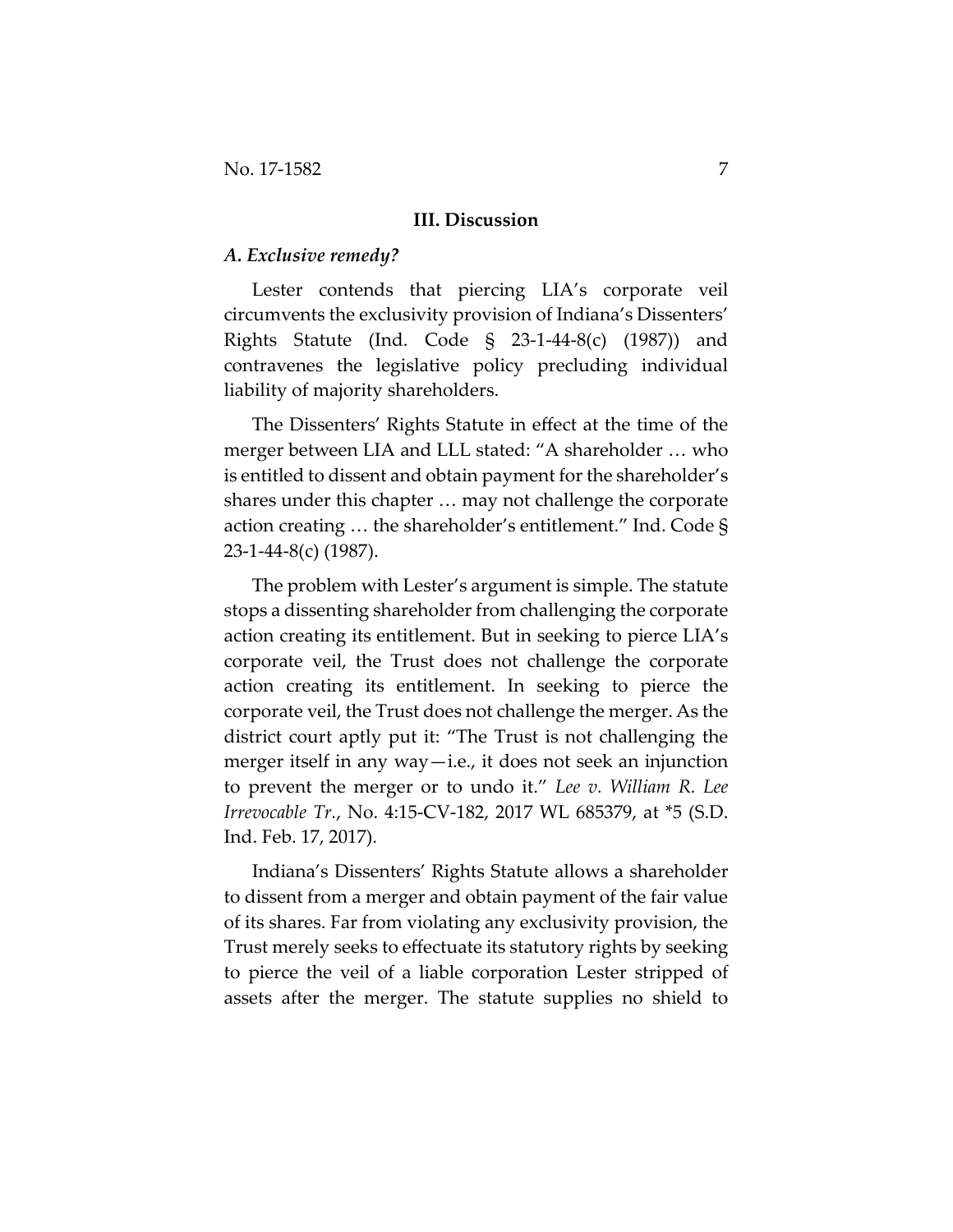## III. Discussion

### *A. Exclusive remedy?*

Lester contends that piercing LIA's corporate veil circumvents the exclusivity provision of Indiana's Dissenters' Rights Statute (Ind. Code § 23-1-44-8(c) (1987)) and contravenes the legislative policy precluding individual liability of majority shareholders.

The Dissenters' Rights Statute in effect at the time of the merger between LIA and LLL stated: "A shareholder … who is entitled to dissent and obtain payment for the shareholder's shares under this chapter … may not challenge the corporate action creating … the shareholder's entitlement." Ind. Code § 23-1-44-8(c) (1987).

The problem with Lester's argument is simple. The statute stops a dissenting shareholder from challenging the corporate action creating its entitlement. But in seeking to pierce LIA's corporate veil, the Trust does not challenge the corporate action creating its entitlement. In seeking to pierce the corporate veil, the Trust does not challenge the merger. As the district court aptly put it: "The Trust is not challenging the merger itself in any way—i.e., it does not seek an injunction to prevent the merger or to undo it." *Lee v. William R. Lee Irrevocable Tr.*, No. 4:15-CV-182, 2017 WL 685379, at *5 (S.D. Ind. Feb. 17, 2017).

Indiana's Dissenters' Rights Statute allows a shareholder to dissent from a merger and obtain payment of the fair value of its shares. Far from violating any exclusivity provision, the Trust merely seeks to effectuate its statutory rights by seeking to pierce the veil of a liable corporation Lester stripped of assets after the merger. The statute supplies no shield to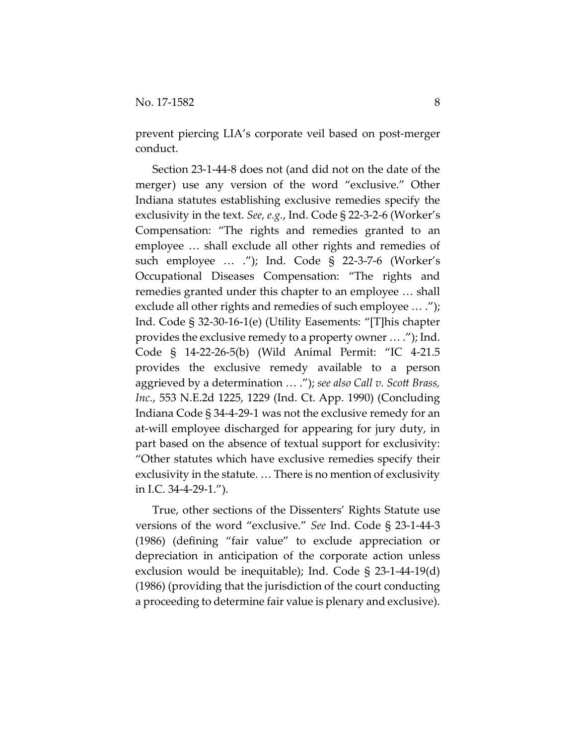prevent piercing LIA's corporate veil based on post-merger conduct.

Section 23-1-44-8 does not (and did not on the date of the merger) use any version of the word "exclusive." Other Indiana statutes establishing exclusive remedies specify the exclusivity in the text. *See, e.g.*, Ind. Code § 22-3-2-6 (Worker's Compensation: "The rights and remedies granted to an employee … shall exclude all other rights and remedies of such employee … ."); Ind. Code § 22-3-7-6 (Worker's Occupational Diseases Compensation: "The rights and remedies granted under this chapter to an employee … shall exclude all other rights and remedies of such employee … ."); Ind. Code § 32-30-16-1(e) (Utility Easements: "[T]his chapter provides the exclusive remedy to a property owner … ."); Ind. Code § 14-22-26-5(b) (Wild Animal Permit: "IC 4-21.5 provides the exclusive remedy available to a person aggrieved by a determination … ."); *see also Call v. Scott Brass, Inc.*, 553 N.E.2d 1225, 1229 (Ind. Ct. App. 1990) (Concluding Indiana Code § 34-4-29-1 was not the exclusive remedy for an at-will employee discharged for appearing for jury duty, in part based on the absence of textual support for exclusivity: "Other statutes which have exclusive remedies specify their exclusivity in the statute. … There is no mention of exclusivity in I.C. 34-4-29-1.").

True, other sections of the Dissenters' Rights Statute use versions of the word "exclusive." *See* Ind. Code § 23-1-44-3 (1986) (defining "fair value" to exclude appreciation or depreciation in anticipation of the corporate action unless exclusion would be inequitable); Ind. Code § 23-1-44-19(d) (1986) (providing that the jurisdiction of the court conducting a proceeding to determine fair value is plenary and exclusive).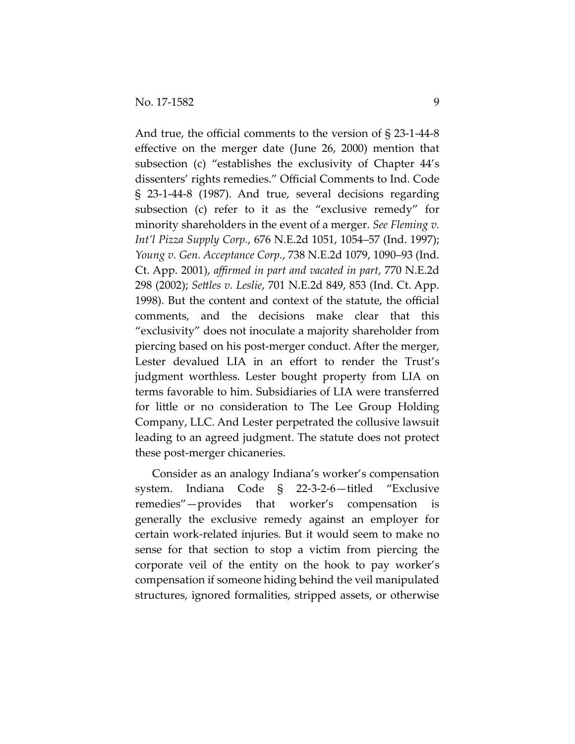And true, the official comments to the version of § 23-1-44-8 effective on the merger date (June 26, 2000) mention that subsection (c) "establishes the exclusivity of Chapter 44's dissenters' rights remedies." Official Comments to Ind. Code § 23-1-44-8 (1987). And true, several decisions regarding subsection (c) refer to it as the "exclusive remedy" for minority shareholders in the event of a merger. *See Fleming v. Int'l Pizza Supply Corp.*, 676 N.E.2d 1051, 1054–57 (Ind. 1997); *Young v. Gen. Acceptance Corp.*, 738 N.E.2d 1079, 1090–93 (Ind. Ct. App. 2001), *affirmed in part and vacated in part*, 770 N.E.2d 298 (2002); *Settles v. Leslie*, 701 N.E.2d 849, 853 (Ind. Ct. App. 1998). But the content and context of the statute, the official comments, and the decisions make clear that this "exclusivity" does not inoculate a majority shareholder from piercing based on his post-merger conduct. After the merger, Lester devalued LIA in an effort to render the Trust's judgment worthless. Lester bought property from LIA on terms favorable to him. Subsidiaries of LIA were transferred for little or no consideration to The Lee Group Holding Company, LLC. And Lester perpetrated the collusive lawsuit leading to an agreed judgment. The statute does not protect these post-merger chicaneries.

Consider as an analogy Indiana's worker's compensation system. Indiana Code § 22-3-2-6—titled "Exclusive remedies"—provides that worker's compensation is generally the exclusive remedy against an employer for certain work-related injuries. But it would seem to make no sense for that section to stop a victim from piercing the corporate veil of the entity on the hook to pay worker's compensation if someone hiding behind the veil manipulated structures, ignored formalities, stripped assets, or otherwise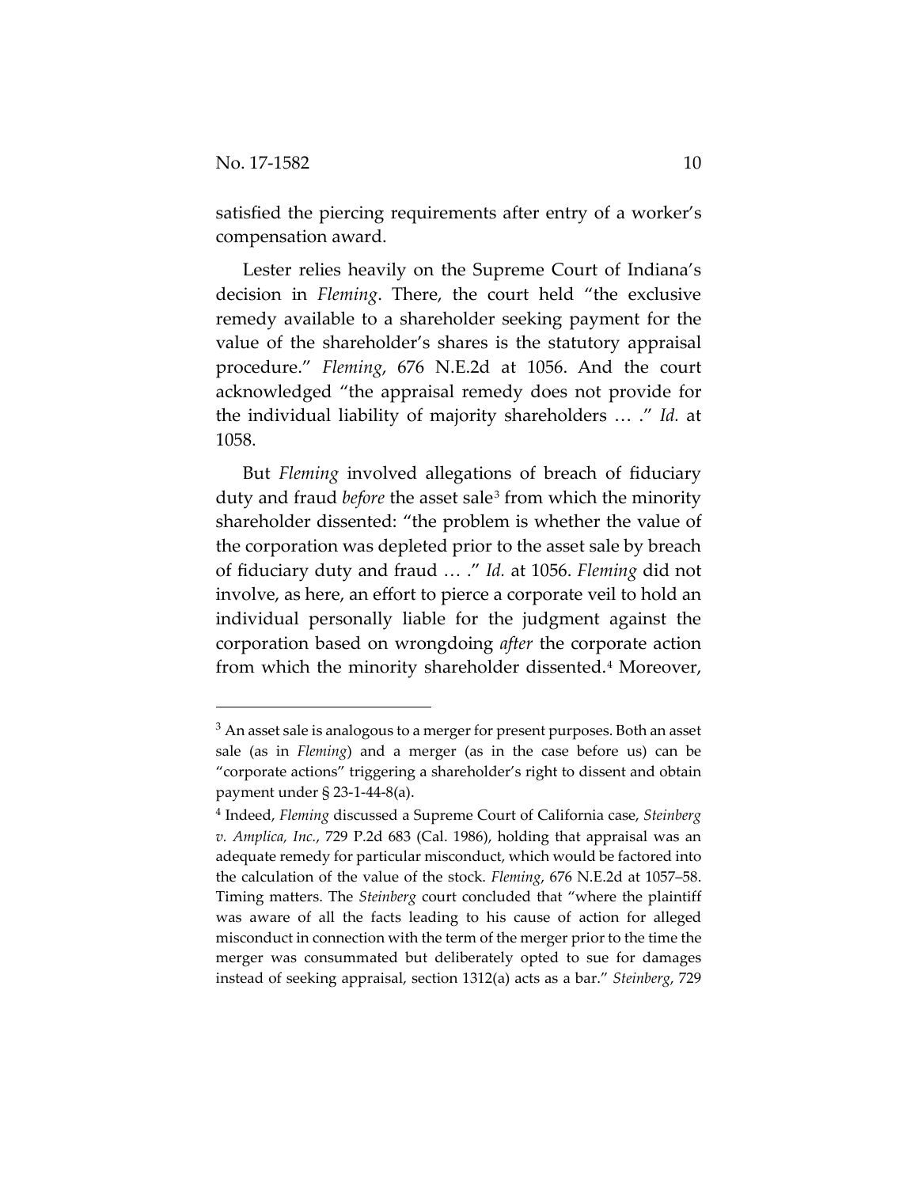satisfied the piercing requirements after entry of a worker's compensation award.

Lester relies heavily on the Supreme Court of Indiana's decision in *Fleming*. There, the court held "the exclusive remedy available to a shareholder seeking payment for the value of the shareholder's shares is the statutory appraisal procedure." *Fleming*, 676 N.E.2d at 1056. And the court acknowledged "the appraisal remedy does not provide for the individual liability of majority shareholders … ." *Id.* at 1058.

But *Fleming* involved allegations of breach of fiduciary duty and fraud *before* the asset sale[3] from which the minority shareholder dissented: "the problem is whether the value of the corporation was depleted prior to the asset sale by breach of fiduciary duty and fraud … ." *Id.* at 1056. *Fleming* did not involve, as here, an effort to pierce a corporate veil to hold an individual personally liable for the judgment against the corporation based on wrongdoing *after* the corporate action from which the minority shareholder dissented.[4] Moreover,

---

[3] An asset sale is analogous to a merger for present purposes. Both an asset sale (as in *Fleming*) and a merger (as in the case before us) can be "corporate actions" triggering a shareholder's right to dissent and obtain payment under § 23-1-44-8(a).

[4] Indeed, *Fleming* discussed a Supreme Court of California case, *Steinberg v. Amplica, Inc.*, 729 P.2d 683 (Cal. 1986), holding that appraisal was an adequate remedy for particular misconduct, which would be factored into the calculation of the value of the stock. *Fleming*, 676 N.E.2d at 1057–58. Timing matters. The *Steinberg* court concluded that "where the plaintiff was aware of all the facts leading to his cause of action for alleged misconduct in connection with the term of the merger prior to the time the merger was consummated but deliberately opted to sue for damages instead of seeking appraisal, section 1312(a) acts as a bar." *Steinberg*, 729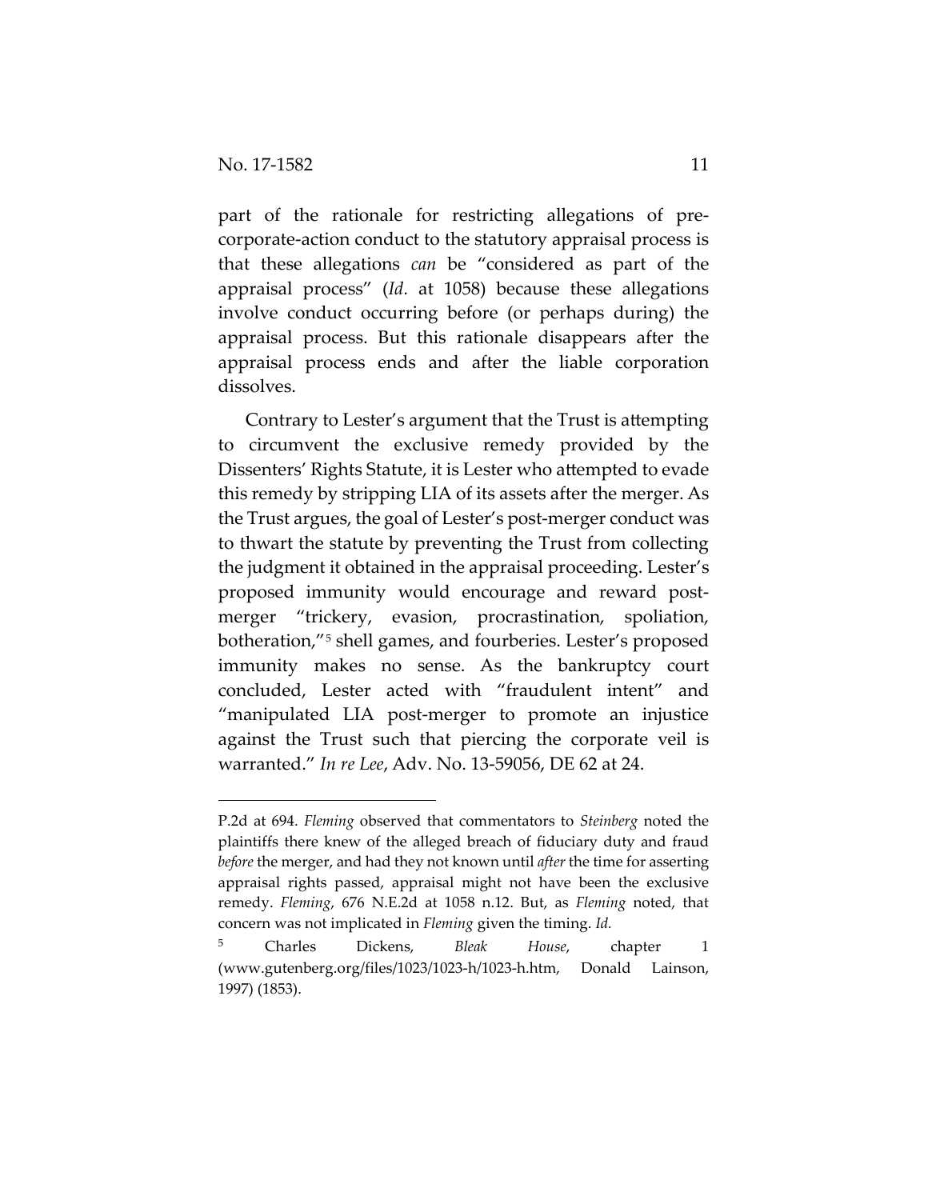part of the rationale for restricting allegations of pre-corporate-action conduct to the statutory appraisal process is that these allegations *can* be "considered as part of the appraisal process" (*Id.* at 1058) because these allegations involve conduct occurring before (or perhaps during) the appraisal process. But this rationale disappears after the appraisal process ends and after the liable corporation dissolves.

Contrary to Lester's argument that the Trust is attempting to circumvent the exclusive remedy provided by the Dissenters' Rights Statute, it is Lester who attempted to evade this remedy by stripping LIA of its assets after the merger. As the Trust argues, the goal of Lester's post-merger conduct was to thwart the statute by preventing the Trust from collecting the judgment it obtained in the appraisal proceeding. Lester's proposed immunity would encourage and reward post-merger "trickery, evasion, procrastination, spoliation, botheration,"[5] shell games, and fourberies. Lester's proposed immunity makes no sense. As the bankruptcy court concluded, Lester acted with "fraudulent intent" and "manipulated LIA post-merger to promote an injustice against the Trust such that piercing the corporate veil is warranted." *In re Lee*, Adv. No. 13-59056, DE 62 at 24.

---

P.2d at 694. *Fleming* observed that commentators to *Steinberg* noted the plaintiffs there knew of the alleged breach of fiduciary duty and fraud *before* the merger, and had they not known until *after* the time for asserting appraisal rights passed, appraisal might not have been the exclusive remedy. *Fleming*, 676 N.E.2d at 1058 n.12. But, as *Fleming* noted, that concern was not implicated in *Fleming* given the timing. *Id.*

[5] Charles Dickens, *Bleak House*, chapter 1 (www.gutenberg.org/files/1023/1023-h/1023-h.htm, Donald Lainson, 1997) (1853).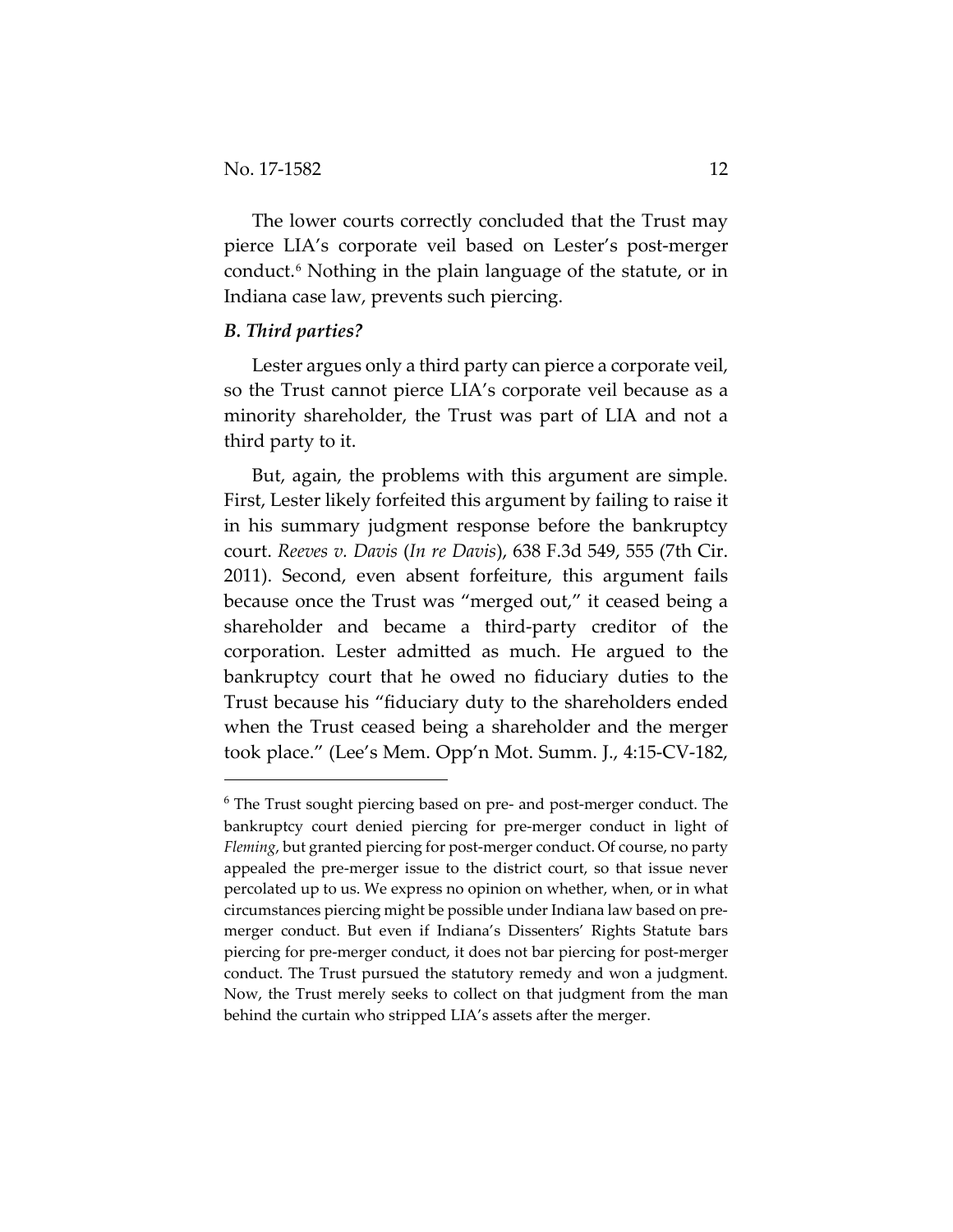The lower courts correctly concluded that the Trust may pierce LIA's corporate veil based on Lester's post-merger conduct.[6] Nothing in the plain language of the statute, or in Indiana case law, prevents such piercing.

### *B. Third parties?*

Lester argues only a third party can pierce a corporate veil, so the Trust cannot pierce LIA's corporate veil because as a minority shareholder, the Trust was part of LIA and not a third party to it.

But, again, the problems with this argument are simple. First, Lester likely forfeited this argument by failing to raise it in his summary judgment response before the bankruptcy court. *Reeves v. Davis* (*In re Davis*), 638 F.3d 549, 555 (7th Cir. 2011). Second, even absent forfeiture, this argument fails because once the Trust was "merged out," it ceased being a shareholder and became a third-party creditor of the corporation. Lester admitted as much. He argued to the bankruptcy court that he owed no fiduciary duties to the Trust because his "fiduciary duty to the shareholders ended when the Trust ceased being a shareholder and the merger took place." (Lee's Mem. Opp'n Mot. Summ. J., 4:15-CV-182,

---

[6] The Trust sought piercing based on pre- and post-merger conduct. The bankruptcy court denied piercing for pre-merger conduct in light of *Fleming*, but granted piercing for post-merger conduct. Of course, no party appealed the pre-merger issue to the district court, so that issue never percolated up to us. We express no opinion on whether, when, or in what circumstances piercing might be possible under Indiana law based on pre-merger conduct. But even if Indiana's Dissenters' Rights Statute bars piercing for pre-merger conduct, it does not bar piercing for post-merger conduct. The Trust pursued the statutory remedy and won a judgment. Now, the Trust merely seeks to collect on that judgment from the man behind the curtain who stripped LIA's assets after the merger.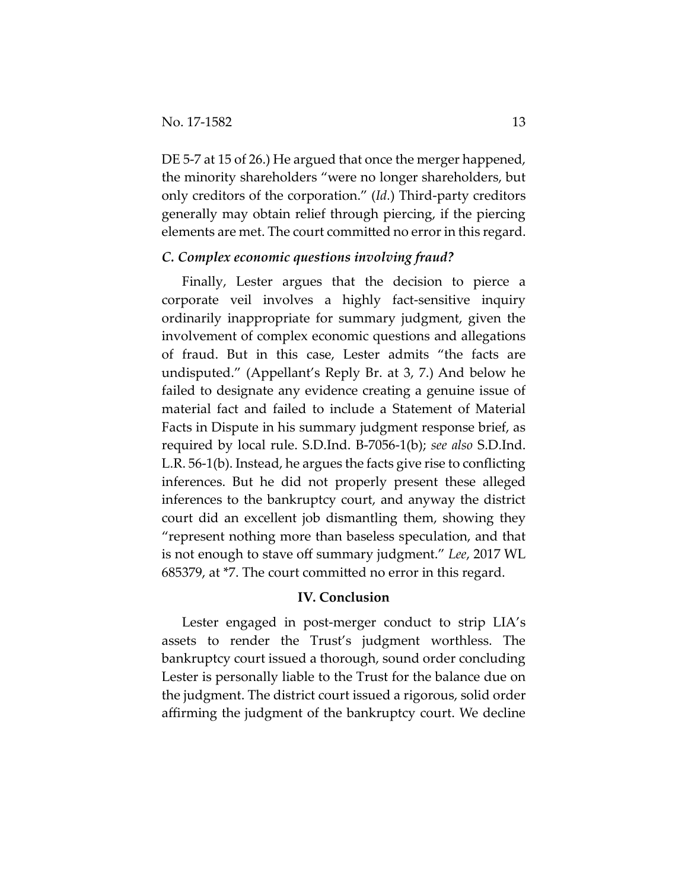DE 5-7 at 15 of 26.) He argued that once the merger happened, the minority shareholders "were no longer shareholders, but only creditors of the corporation." (*Id.*) Third-party creditors generally may obtain relief through piercing, if the piercing elements are met. The court committed no error in this regard.

### *C. Complex economic questions involving fraud?*

Finally, Lester argues that the decision to pierce a corporate veil involves a highly fact-sensitive inquiry ordinarily inappropriate for summary judgment, given the involvement of complex economic questions and allegations of fraud. But in this case, Lester admits "the facts are undisputed." (Appellant's Reply Br. at 3, 7.) And below he failed to designate any evidence creating a genuine issue of material fact and failed to include a Statement of Material Facts in Dispute in his summary judgment response brief, as required by local rule. S.D.Ind. B-7056-1(b); *see also* S.D.Ind. L.R. 56-1(b). Instead, he argues the facts give rise to conflicting inferences. But he did not properly present these alleged inferences to the bankruptcy court, and anyway the district court did an excellent job dismantling them, showing they "represent nothing more than baseless speculation, and that is not enough to stave off summary judgment." *Lee*, 2017 WL 685379, at *7. The court committed no error in this regard.

## IV. Conclusion

Lester engaged in post-merger conduct to strip LIA's assets to render the Trust's judgment worthless. The bankruptcy court issued a thorough, sound order concluding Lester is personally liable to the Trust for the balance due on the judgment. The district court issued a rigorous, solid order affirming the judgment of the bankruptcy court. We decline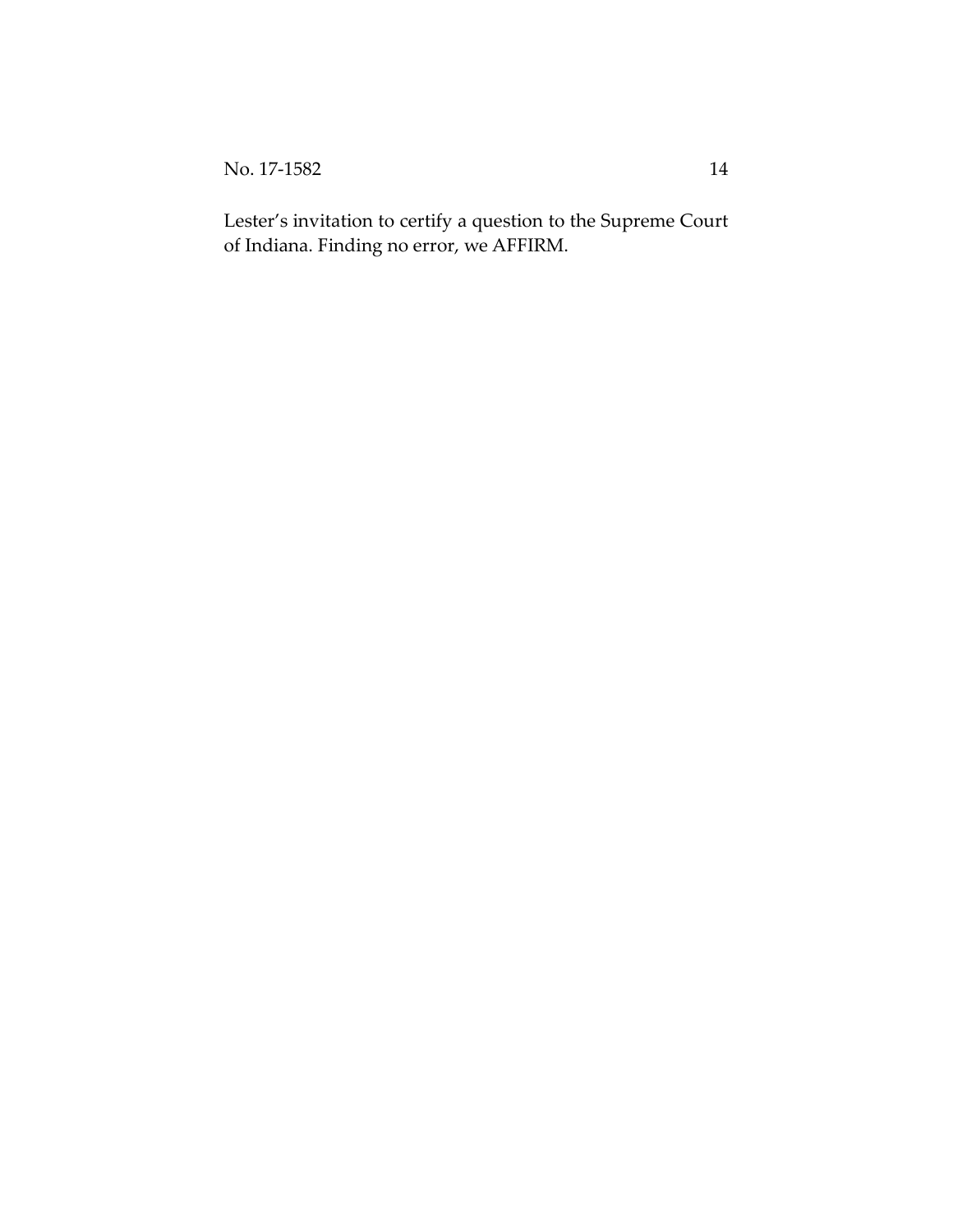Lester's invitation to certify a question to the Supreme Court of Indiana. Finding no error, we AFFIRM.